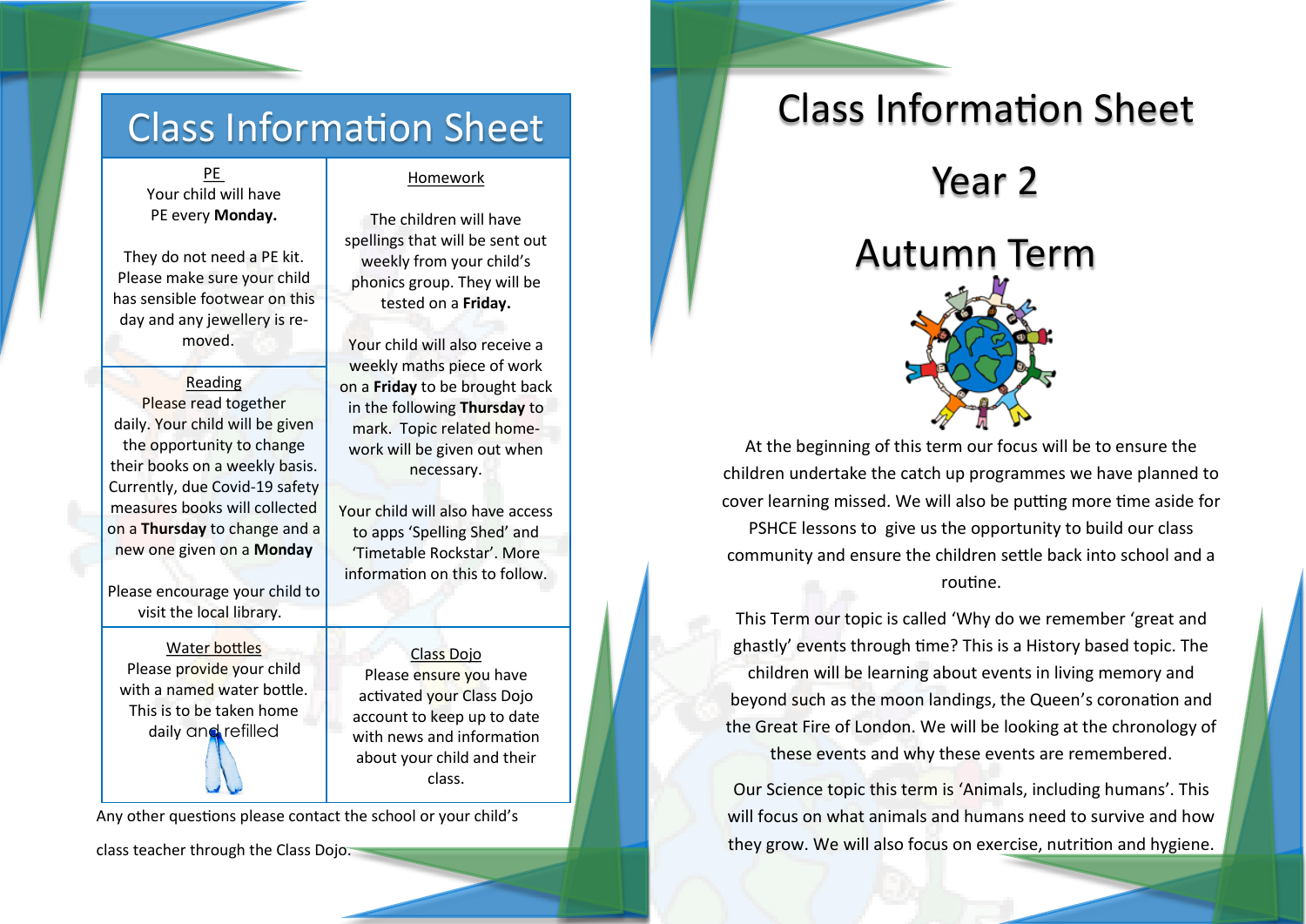# Class Information Sheet

## PE

Your child will have PE every **Monday.**

They do not need a PE kit. Please make sure your child has sensible footwear on this day and any jewellery is removed.

## Reading

Please read together daily. Your child will be given the opportunity to change their books on a weekly basis. Currently, due Covid-19 safety measures books will collected on a **Thursday** to change and a new one given on a **Monday**

Please encourage your child to visit the local library.

## Homework

The children will have spellings that will be sent out weekly from your child's phonics group. They will be tested on a **Friday.**

Your child will also receive a weekly maths piece of work on a **Friday** to be brought back in the following **Thursday** to mark. Topic related homework will be given out when necessary.

Your child will also have access to apps 'Spelling Shed' and 'Timetable Rockstar'. More information on this to follow.

## Water bottles

Please provide your child with a named water bottle. This is to be taken home daily and refilled

## Class Dojo

Please ensure you have activated your Class Dojo account to keep up to date with news and information about your child and their class.

Any other questions please contact the school or your child's class teacher through the Class Dojo.

# Class Information Sheet

# Year 2

# Autumn Term

At the beginning of this term our focus will be to ensure the children undertake the catch up programmes we have planned to cover learning missed. We will also be putting more time aside for PSHCE lessons to give us the opportunity to build our class community and ensure the children settle back into school and a routine.

This Term our topic is called 'Why do we remember 'great and ghastly' events through time? This is a History based topic. The children will be learning about events in living memory and beyond such as the moon landings, the Queen's coronation and the Great Fire of London. We will be looking at the chronology of these events and why these events are remembered.

Our Science topic this term is 'Animals, including humans'. This will focus on what animals and humans need to survive and how they grow. We will also focus on exercise, nutrition and hygiene.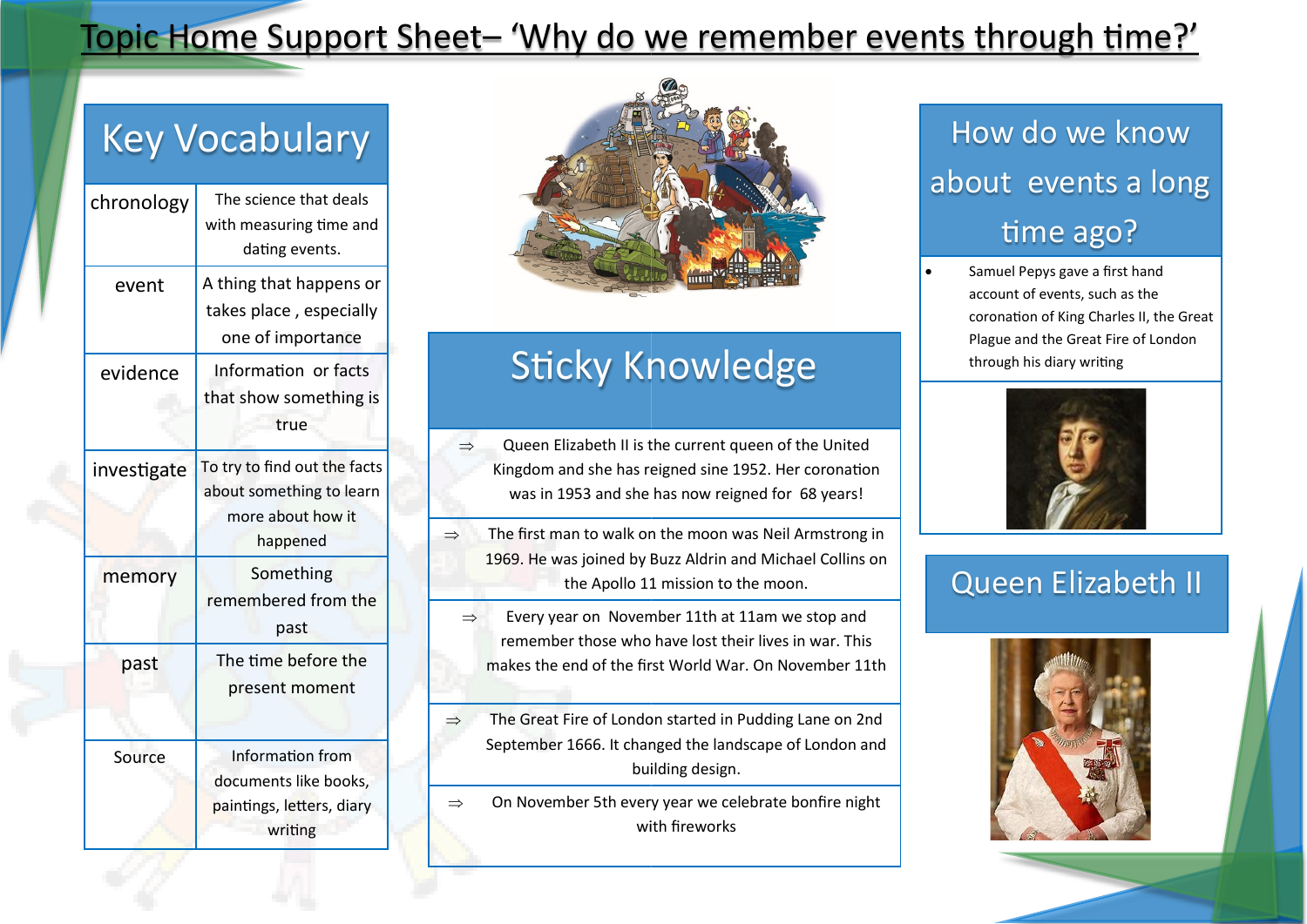# Topic Home Support Sheet– 'Why do we remember events through time?'

## Key Vocabulary

| | |
|---|---|
| chronology | The science that deals with measuring time and dating events. |
| event | A thing that happens or takes place , especially one of importance |
| evidence | Information or facts that show something is true |
| investigate | To try to find out the facts about something to learn more about how it happened |
| memory | Something remembered from the past |
| past | The time before the present moment |
| Source | Information from documents like books, paintings, letters, diary writing |

## Sticky Knowledge

⇒ Queen Elizabeth II is the current queen of the United Kingdom and she has reigned sine 1952. Her coronation was in 1953 and she has now reigned for 68 years!

⇒ The first man to walk on the moon was Neil Armstrong in 1969. He was joined by Buzz Aldrin and Michael Collins on the Apollo 11 mission to the moon.

⇒ Every year on November 11th at 11am we stop and remember those who have lost their lives in war. This makes the end of the first World War. On November 11th

⇒ The Great Fire of London started in Pudding Lane on 2nd September 1666. It changed the landscape of London and building design.

⇒ On November 5th every year we celebrate bonfire night with fireworks

## How do we know about events a long time ago?

- Samuel Pepys gave a first hand account of events, such as the coronation of King Charles II, the Great Plague and the Great Fire of London through his diary writing

## Queen Elizabeth II